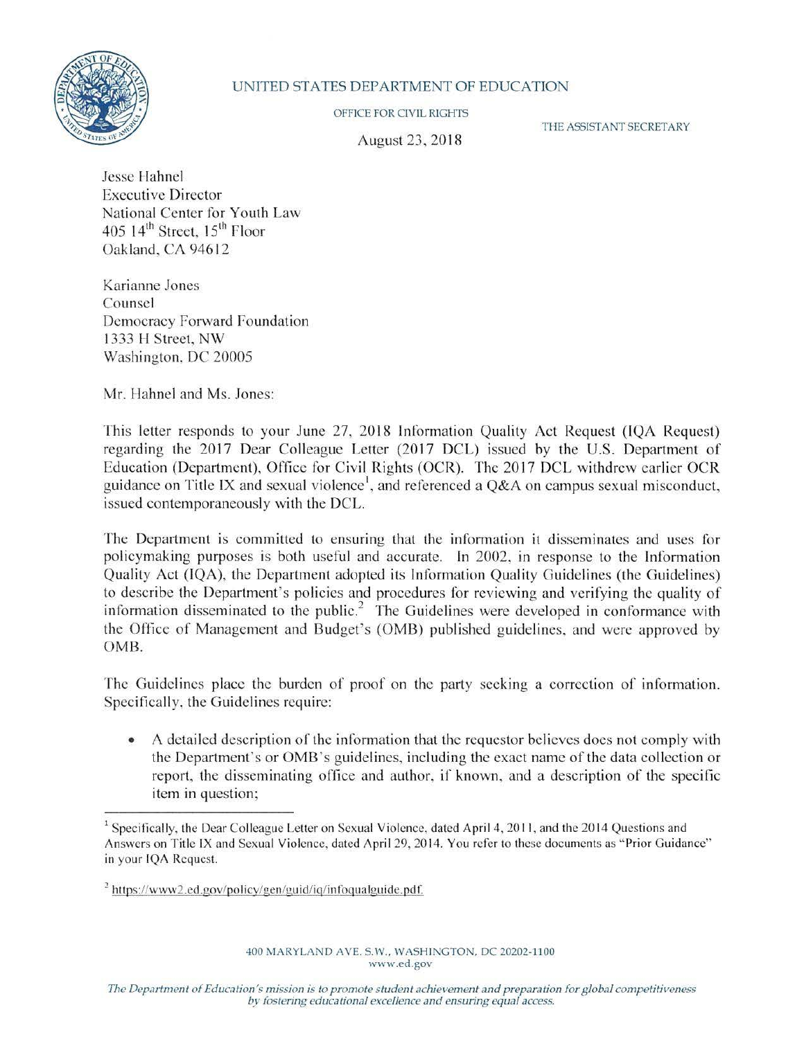UNITED STATES DEPARTMENT OF EDUCATION

OFFICE FOR CIVIL RIGHTS

THE ASSISTANT SECRETARY

August 23, 2018

Jesse Hahnel
Executive Director
National Center for Youth Law
405 14th Street, 15th Floor
Oakland, CA 94612

Karianne Jones
Counsel
Democracy Forward Foundation
1333 H Street, NW
Washington, DC 20005

Mr. Hahnel and Ms. Jones:

This letter responds to your June 27, 2018 Information Quality Act Request (IQA Request) regarding the 2017 Dear Colleague Letter (2017 DCL) issued by the U.S. Department of Education (Department), Office for Civil Rights (OCR). The 2017 DCL withdrew earlier OCR guidance on Title IX and sexual violence[1], and referenced a Q&A on campus sexual misconduct, issued contemporaneously with the DCL.

The Department is committed to ensuring that the information it disseminates and uses for policymaking purposes is both useful and accurate. In 2002, in response to the Information Quality Act (IQA), the Department adopted its Information Quality Guidelines (the Guidelines) to describe the Department's policies and procedures for reviewing and verifying the quality of information disseminated to the public.[2] The Guidelines were developed in conformance with the Office of Management and Budget's (OMB) published guidelines, and were approved by OMB.

The Guidelines place the burden of proof on the party seeking a correction of information. Specifically, the Guidelines require:

- A detailed description of the information that the requestor believes does not comply with the Department's or OMB's guidelines, including the exact name of the data collection or report, the disseminating office and author, if known, and a description of the specific item in question;

---

[1] Specifically, the Dear Colleague Letter on Sexual Violence, dated April 4, 2011, and the 2014 Questions and Answers on Title IX and Sexual Violence, dated April 29, 2014. You refer to these documents as "Prior Guidance" in your IQA Request.

[2] https://www2.ed.gov/policy/gen/guid/iq/infoqualguide.pdf.

400 MARYLAND AVE. S.W., WASHINGTON, DC 20202-1100
www.ed.gov

*The Department of Education's mission is to promote student achievement and preparation for global competitiveness by fostering educational excellence and ensuring equal access.*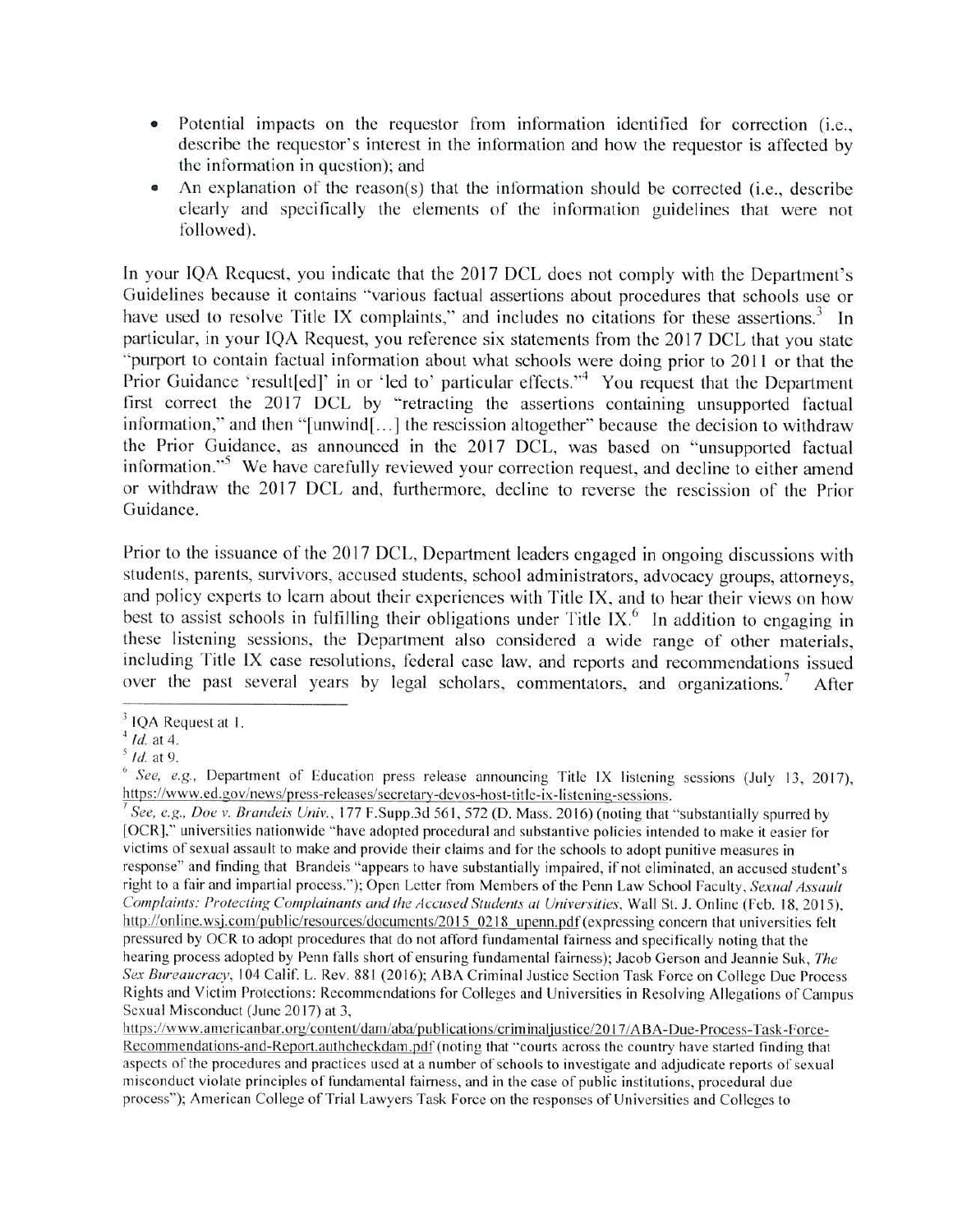- Potential impacts on the requestor from information identified for correction (i.e., describe the requestor's interest in the information and how the requestor is affected by the information in question); and
- An explanation of the reason(s) that the information should be corrected (i.e., describe clearly and specifically the elements of the information guidelines that were not followed).

In your IQA Request, you indicate that the 2017 DCL does not comply with the Department's Guidelines because it contains "various factual assertions about procedures that schools use or have used to resolve Title IX complaints," and includes no citations for these assertions.[3] In particular, in your IQA Request, you reference six statements from the 2017 DCL that you state "purport to contain factual information about what schools were doing prior to 2011 or that the Prior Guidance 'result[ed]' in or 'led to' particular effects."[4] You request that the Department first correct the 2017 DCL by "retracting the assertions containing unsupported factual information," and then "[unwind[…] the rescission altogether" because the decision to withdraw the Prior Guidance, as announced in the 2017 DCL, was based on "unsupported factual information."[5] We have carefully reviewed your correction request, and decline to either amend or withdraw the 2017 DCL and, furthermore, decline to reverse the rescission of the Prior Guidance.

Prior to the issuance of the 2017 DCL, Department leaders engaged in ongoing discussions with students, parents, survivors, accused students, school administrators, advocacy groups, attorneys, and policy experts to learn about their experiences with Title IX, and to hear their views on how best to assist schools in fulfilling their obligations under Title IX.[6] In addition to engaging in these listening sessions, the Department also considered a wide range of other materials, including Title IX case resolutions, federal case law, and reports and recommendations issued over the past several years by legal scholars, commentators, and organizations.[7] After

---

[3] IQA Request at 1.

[4] *Id.* at 4.

[5] *Id.* at 9.

[6] *See, e.g.,* Department of Education press release announcing Title IX listening sessions (July 13, 2017), https://www.ed.gov/news/press-releases/secretary-devos-host-title-ix-listening-sessions.

[7] *See, e.g., Doe v. Brandeis Univ.*, 177 F.Supp.3d 561, 572 (D. Mass. 2016) (noting that "substantially spurred by [OCR]," universities nationwide "have adopted procedural and substantive policies intended to make it easier for victims of sexual assault to make and provide their claims and for the schools to adopt punitive measures in response" and finding that Brandeis "appears to have substantially impaired, if not eliminated, an accused student's right to a fair and impartial process."); Open Letter from Members of the Penn Law School Faculty, *Sexual Assault Complaints: Protecting Complainants and the Accused Students at Universities*, Wall St. J. Online (Feb. 18, 2015), http://online.wsj.com/public/resources/documents/2015_0218_upenn.pdf (expressing concern that universities felt pressured by OCR to adopt procedures that do not afford fundamental fairness and specifically noting that the hearing process adopted by Penn falls short of ensuring fundamental fairness); Jacob Gerson and Jeannie Suk, *The Sex Bureaucracy*, 104 Calif. L. Rev. 881 (2016); ABA Criminal Justice Section Task Force on College Due Process Rights and Victim Protections: Recommendations for Colleges and Universities in Resolving Allegations of Campus Sexual Misconduct (June 2017) at 3, https://www.americanbar.org/content/dam/aba/publications/criminaljustice/2017/ABA-Due-Process-Task-Force-Recommendations-and-Report.authcheckdam.pdf (noting that "courts across the country have started finding that aspects of the procedures and practices used at a number of schools to investigate and adjudicate reports of sexual misconduct violate principles of fundamental fairness, and in the case of public institutions, procedural due process"); American College of Trial Lawyers Task Force on the responses of Universities and Colleges to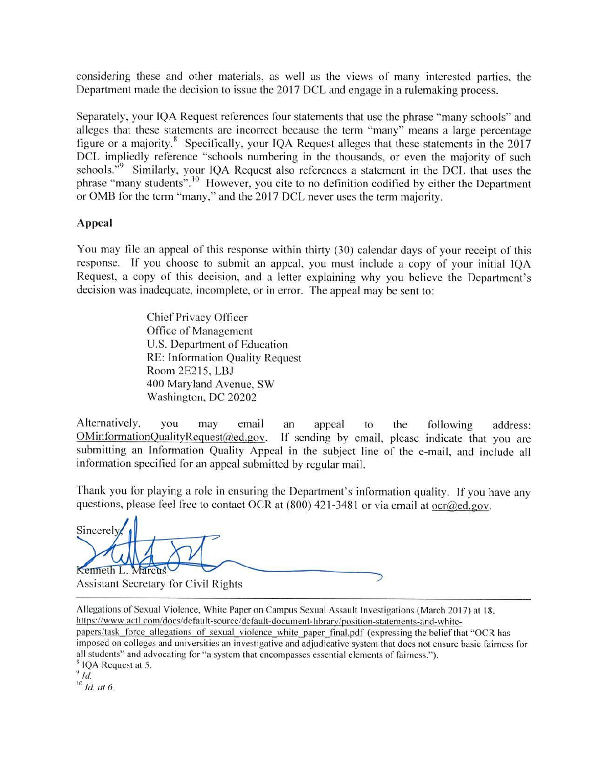considering these and other materials, as well as the views of many interested parties, the Department made the decision to issue the 2017 DCL and engage in a rulemaking process.

Separately, your IQA Request references four statements that use the phrase "many schools" and alleges that these statements are incorrect because the term "many" means a large percentage figure or a majority.[8] Specifically, your IQA Request alleges that these statements in the 2017 DCL impliedly reference "schools numbering in the thousands, or even the majority of such schools."[9] Similarly, your IQA Request also references a statement in the DCL that uses the phrase "many students".[10] However, you cite to no definition codified by either the Department or OMB for the term "many," and the 2017 DCL never uses the term majority.

**Appeal**

You may file an appeal of this response within thirty (30) calendar days of your receipt of this response. If you choose to submit an appeal, you must include a copy of your initial IQA Request, a copy of this decision, and a letter explaining why you believe the Department's decision was inadequate, incomplete, or in error. The appeal may be sent to:

Chief Privacy Officer
Office of Management
U.S. Department of Education
RE: Information Quality Request
Room 2E215, LBJ
400 Maryland Avenue, SW
Washington, DC 20202

Alternatively, you may email an appeal to the following address: OMinformationQualityRequest@ed.gov. If sending by email, please indicate that you are submitting an Information Quality Appeal in the subject line of the e-mail, and include all information specified for an appeal submitted by regular mail.

Thank you for playing a role in ensuring the Department's information quality. If you have any questions, please feel free to contact OCR at (800) 421-3481 or via email at ocr@ed.gov.

Sincerely,

Kenneth L. Marcus
Assistant Secretary for Civil Rights

---

Allegations of Sexual Violence, White Paper on Campus Sexual Assault Investigations (March 2017) at 18, https://www.actl.com/docs/default-source/default-document-library/position-statements-and-white-papers/task_force_allegations_of_sexual_violence_white_paper_final.pdf (expressing the belief that "OCR has imposed on colleges and universities an investigative and adjudicative system that does not ensure basic fairness for all students" and advocating for "a system that encompasses essential elements of fairness.").

[8] IQA Request at 5.

[9] *Id.*

[10] *Id. at 6.*